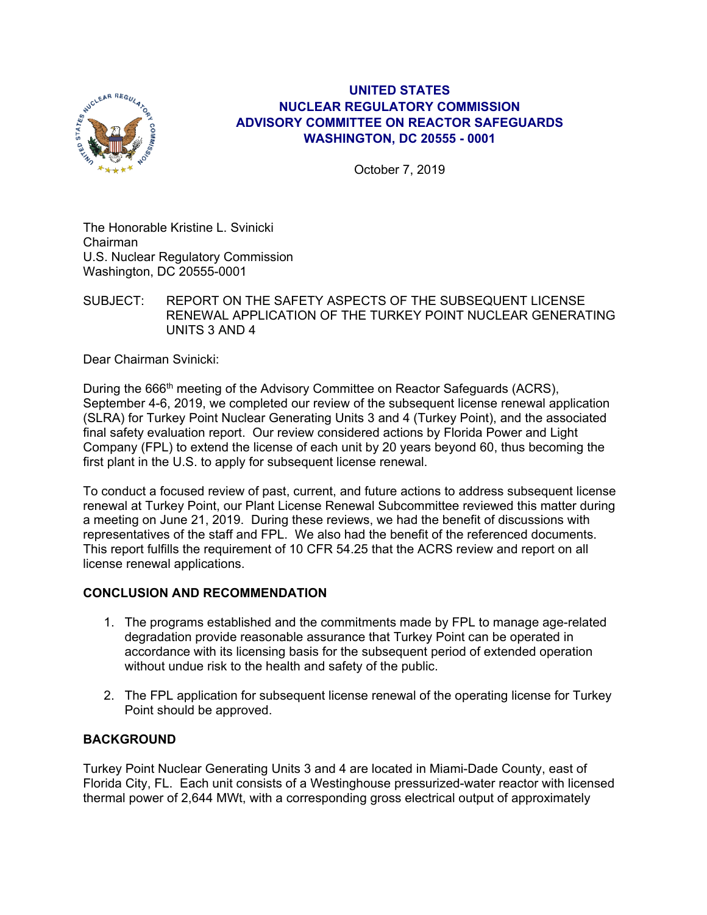# UNITED STATES
# NUCLEAR REGULATORY COMMISSION
# ADVISORY COMMITTEE ON REACTOR SAFEGUARDS
# WASHINGTON, DC 20555 - 0001

October 7, 2019

The Honorable Kristine L. Svinicki
Chairman
U.S. Nuclear Regulatory Commission
Washington, DC 20555-0001

SUBJECT: REPORT ON THE SAFETY ASPECTS OF THE SUBSEQUENT LICENSE RENEWAL APPLICATION OF THE TURKEY POINT NUCLEAR GENERATING UNITS 3 AND 4

Dear Chairman Svinicki:

During the 666th meeting of the Advisory Committee on Reactor Safeguards (ACRS), September 4-6, 2019, we completed our review of the subsequent license renewal application (SLRA) for Turkey Point Nuclear Generating Units 3 and 4 (Turkey Point), and the associated final safety evaluation report. Our review considered actions by Florida Power and Light Company (FPL) to extend the license of each unit by 20 years beyond 60, thus becoming the first plant in the U.S. to apply for subsequent license renewal.

To conduct a focused review of past, current, and future actions to address subsequent license renewal at Turkey Point, our Plant License Renewal Subcommittee reviewed this matter during a meeting on June 21, 2019. During these reviews, we had the benefit of discussions with representatives of the staff and FPL. We also had the benefit of the referenced documents. This report fulfills the requirement of 10 CFR 54.25 that the ACRS review and report on all license renewal applications.

**CONCLUSION AND RECOMMENDATION**

1. The programs established and the commitments made by FPL to manage age-related degradation provide reasonable assurance that Turkey Point can be operated in accordance with its licensing basis for the subsequent period of extended operation without undue risk to the health and safety of the public.

2. The FPL application for subsequent license renewal of the operating license for Turkey Point should be approved.

**BACKGROUND**

Turkey Point Nuclear Generating Units 3 and 4 are located in Miami-Dade County, east of Florida City, FL. Each unit consists of a Westinghouse pressurized-water reactor with licensed thermal power of 2,644 MWt, with a corresponding gross electrical output of approximately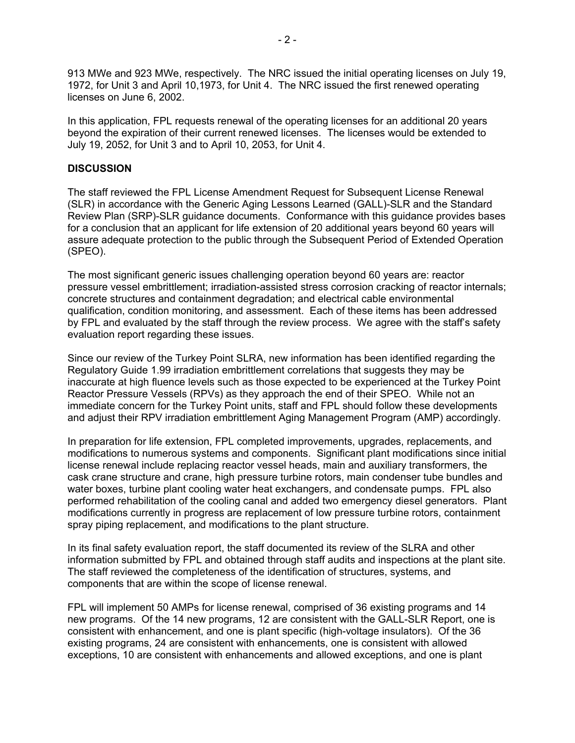913 MWe and 923 MWe, respectively. The NRC issued the initial operating licenses on July 19, 1972, for Unit 3 and April 10,1973, for Unit 4. The NRC issued the first renewed operating licenses on June 6, 2002.

In this application, FPL requests renewal of the operating licenses for an additional 20 years beyond the expiration of their current renewed licenses. The licenses would be extended to July 19, 2052, for Unit 3 and to April 10, 2053, for Unit 4.

**DISCUSSION**

The staff reviewed the FPL License Amendment Request for Subsequent License Renewal (SLR) in accordance with the Generic Aging Lessons Learned (GALL)-SLR and the Standard Review Plan (SRP)-SLR guidance documents. Conformance with this guidance provides bases for a conclusion that an applicant for life extension of 20 additional years beyond 60 years will assure adequate protection to the public through the Subsequent Period of Extended Operation (SPEO).

The most significant generic issues challenging operation beyond 60 years are: reactor pressure vessel embrittlement; irradiation-assisted stress corrosion cracking of reactor internals; concrete structures and containment degradation; and electrical cable environmental qualification, condition monitoring, and assessment. Each of these items has been addressed by FPL and evaluated by the staff through the review process. We agree with the staff's safety evaluation report regarding these issues.

Since our review of the Turkey Point SLRA, new information has been identified regarding the Regulatory Guide 1.99 irradiation embrittlement correlations that suggests they may be inaccurate at high fluence levels such as those expected to be experienced at the Turkey Point Reactor Pressure Vessels (RPVs) as they approach the end of their SPEO. While not an immediate concern for the Turkey Point units, staff and FPL should follow these developments and adjust their RPV irradiation embrittlement Aging Management Program (AMP) accordingly.

In preparation for life extension, FPL completed improvements, upgrades, replacements, and modifications to numerous systems and components. Significant plant modifications since initial license renewal include replacing reactor vessel heads, main and auxiliary transformers, the cask crane structure and crane, high pressure turbine rotors, main condenser tube bundles and water boxes, turbine plant cooling water heat exchangers, and condensate pumps. FPL also performed rehabilitation of the cooling canal and added two emergency diesel generators. Plant modifications currently in progress are replacement of low pressure turbine rotors, containment spray piping replacement, and modifications to the plant structure.

In its final safety evaluation report, the staff documented its review of the SLRA and other information submitted by FPL and obtained through staff audits and inspections at the plant site. The staff reviewed the completeness of the identification of structures, systems, and components that are within the scope of license renewal.

FPL will implement 50 AMPs for license renewal, comprised of 36 existing programs and 14 new programs. Of the 14 new programs, 12 are consistent with the GALL-SLR Report, one is consistent with enhancement, and one is plant specific (high-voltage insulators). Of the 36 existing programs, 24 are consistent with enhancements, one is consistent with allowed exceptions, 10 are consistent with enhancements and allowed exceptions, and one is plant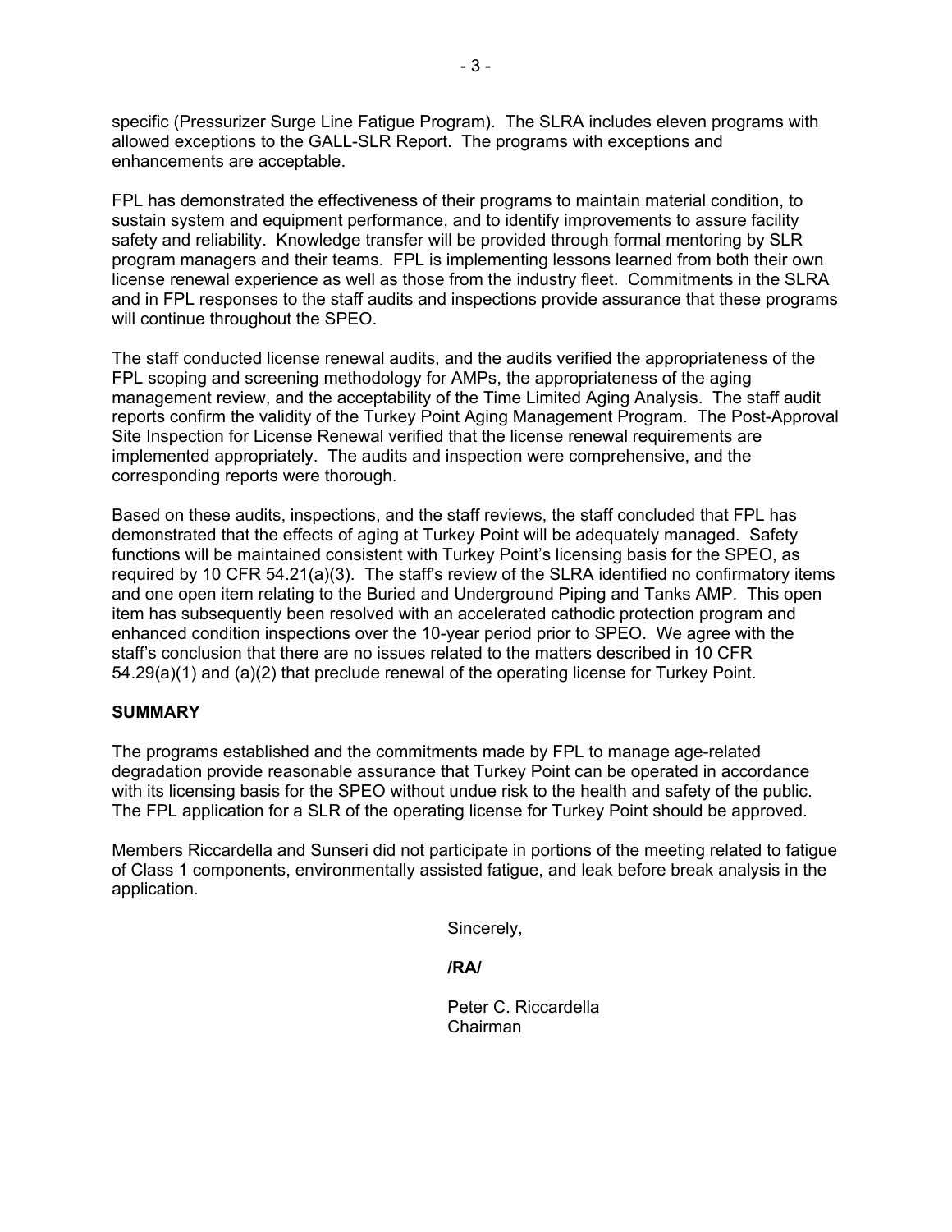specific (Pressurizer Surge Line Fatigue Program). The SLRA includes eleven programs with allowed exceptions to the GALL-SLR Report. The programs with exceptions and enhancements are acceptable.

FPL has demonstrated the effectiveness of their programs to maintain material condition, to sustain system and equipment performance, and to identify improvements to assure facility safety and reliability. Knowledge transfer will be provided through formal mentoring by SLR program managers and their teams. FPL is implementing lessons learned from both their own license renewal experience as well as those from the industry fleet. Commitments in the SLRA and in FPL responses to the staff audits and inspections provide assurance that these programs will continue throughout the SPEO.

The staff conducted license renewal audits, and the audits verified the appropriateness of the FPL scoping and screening methodology for AMPs, the appropriateness of the aging management review, and the acceptability of the Time Limited Aging Analysis. The staff audit reports confirm the validity of the Turkey Point Aging Management Program. The Post-Approval Site Inspection for License Renewal verified that the license renewal requirements are implemented appropriately. The audits and inspection were comprehensive, and the corresponding reports were thorough.

Based on these audits, inspections, and the staff reviews, the staff concluded that FPL has demonstrated that the effects of aging at Turkey Point will be adequately managed. Safety functions will be maintained consistent with Turkey Point's licensing basis for the SPEO, as required by 10 CFR 54.21(a)(3). The staff's review of the SLRA identified no confirmatory items and one open item relating to the Buried and Underground Piping and Tanks AMP. This open item has subsequently been resolved with an accelerated cathodic protection program and enhanced condition inspections over the 10-year period prior to SPEO. We agree with the staff's conclusion that there are no issues related to the matters described in 10 CFR 54.29(a)(1) and (a)(2) that preclude renewal of the operating license for Turkey Point.

**SUMMARY**

The programs established and the commitments made by FPL to manage age-related degradation provide reasonable assurance that Turkey Point can be operated in accordance with its licensing basis for the SPEO without undue risk to the health and safety of the public. The FPL application for a SLR of the operating license for Turkey Point should be approved.

Members Riccardella and Sunseri did not participate in portions of the meeting related to fatigue of Class 1 components, environmentally assisted fatigue, and leak before break analysis in the application.

Sincerely,

**/RA/**

Peter C. Riccardella
Chairman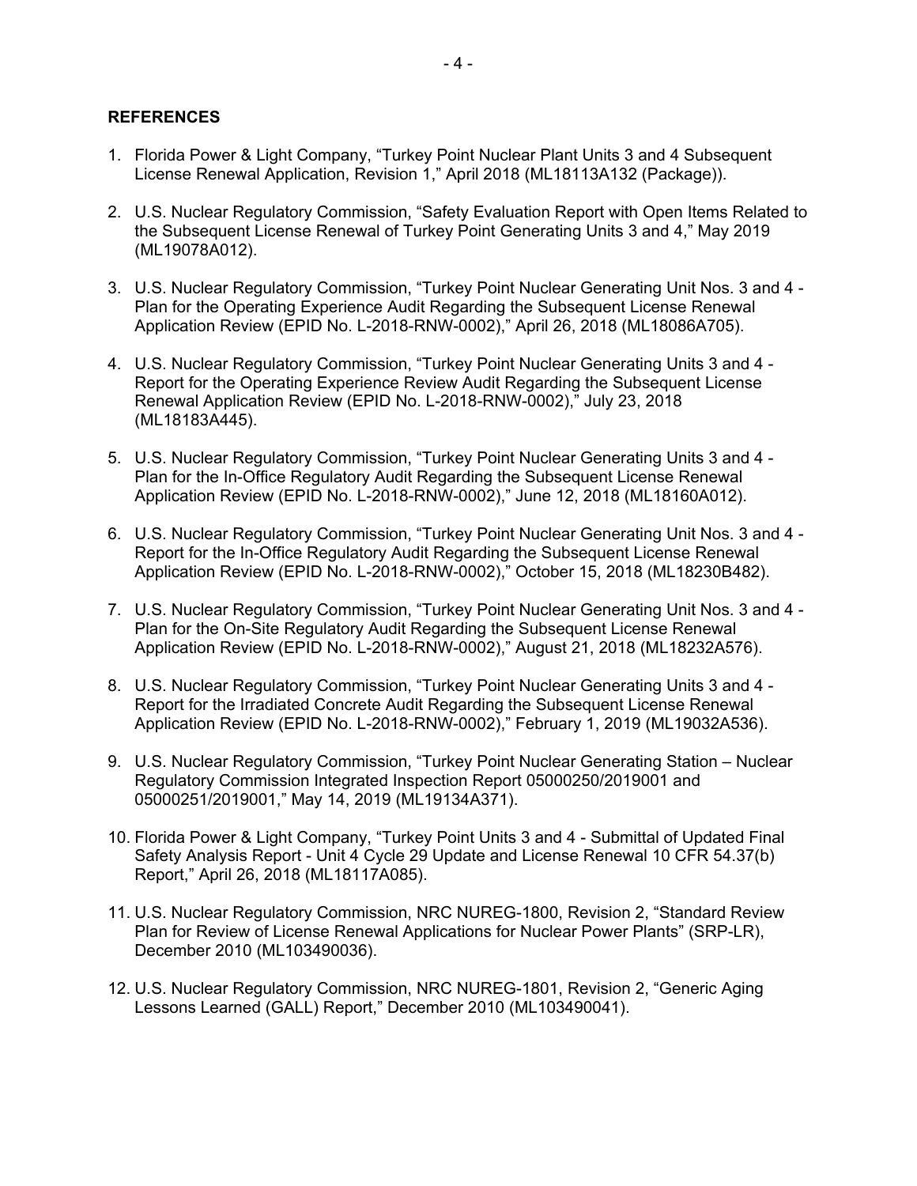**REFERENCES**

1. Florida Power & Light Company, "Turkey Point Nuclear Plant Units 3 and 4 Subsequent License Renewal Application, Revision 1," April 2018 (ML18113A132 (Package)).

2. U.S. Nuclear Regulatory Commission, "Safety Evaluation Report with Open Items Related to the Subsequent License Renewal of Turkey Point Generating Units 3 and 4," May 2019 (ML19078A012).

3. U.S. Nuclear Regulatory Commission, "Turkey Point Nuclear Generating Unit Nos. 3 and 4 - Plan for the Operating Experience Audit Regarding the Subsequent License Renewal Application Review (EPID No. L-2018-RNW-0002)," April 26, 2018 (ML18086A705).

4. U.S. Nuclear Regulatory Commission, "Turkey Point Nuclear Generating Units 3 and 4 - Report for the Operating Experience Review Audit Regarding the Subsequent License Renewal Application Review (EPID No. L-2018-RNW-0002)," July 23, 2018 (ML18183A445).

5. U.S. Nuclear Regulatory Commission, "Turkey Point Nuclear Generating Units 3 and 4 - Plan for the In-Office Regulatory Audit Regarding the Subsequent License Renewal Application Review (EPID No. L-2018-RNW-0002)," June 12, 2018 (ML18160A012).

6. U.S. Nuclear Regulatory Commission, "Turkey Point Nuclear Generating Unit Nos. 3 and 4 - Report for the In-Office Regulatory Audit Regarding the Subsequent License Renewal Application Review (EPID No. L-2018-RNW-0002)," October 15, 2018 (ML18230B482).

7. U.S. Nuclear Regulatory Commission, "Turkey Point Nuclear Generating Unit Nos. 3 and 4 - Plan for the On-Site Regulatory Audit Regarding the Subsequent License Renewal Application Review (EPID No. L-2018-RNW-0002)," August 21, 2018 (ML18232A576).

8. U.S. Nuclear Regulatory Commission, "Turkey Point Nuclear Generating Units 3 and 4 - Report for the Irradiated Concrete Audit Regarding the Subsequent License Renewal Application Review (EPID No. L-2018-RNW-0002)," February 1, 2019 (ML19032A536).

9. U.S. Nuclear Regulatory Commission, "Turkey Point Nuclear Generating Station – Nuclear Regulatory Commission Integrated Inspection Report 05000250/2019001 and 05000251/2019001," May 14, 2019 (ML19134A371).

10. Florida Power & Light Company, "Turkey Point Units 3 and 4 - Submittal of Updated Final Safety Analysis Report - Unit 4 Cycle 29 Update and License Renewal 10 CFR 54.37(b) Report," April 26, 2018 (ML18117A085).

11. U.S. Nuclear Regulatory Commission, NRC NUREG-1800, Revision 2, "Standard Review Plan for Review of License Renewal Applications for Nuclear Power Plants" (SRP-LR), December 2010 (ML103490036).

12. U.S. Nuclear Regulatory Commission, NRC NUREG-1801, Revision 2, "Generic Aging Lessons Learned (GALL) Report," December 2010 (ML103490041).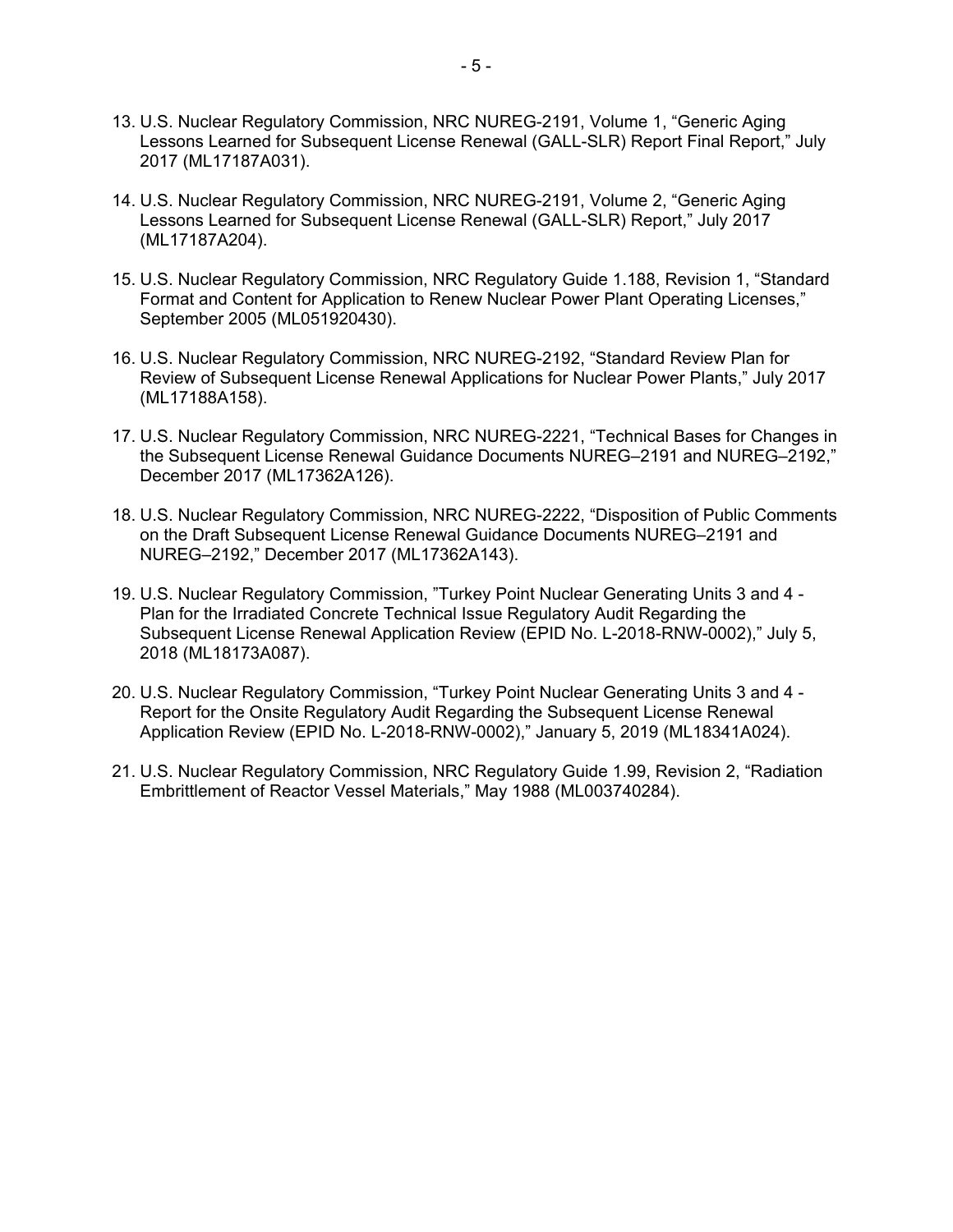13. U.S. Nuclear Regulatory Commission, NRC NUREG-2191, Volume 1, "Generic Aging Lessons Learned for Subsequent License Renewal (GALL-SLR) Report Final Report," July 2017 (ML17187A031).

14. U.S. Nuclear Regulatory Commission, NRC NUREG-2191, Volume 2, "Generic Aging Lessons Learned for Subsequent License Renewal (GALL-SLR) Report," July 2017 (ML17187A204).

15. U.S. Nuclear Regulatory Commission, NRC Regulatory Guide 1.188, Revision 1, "Standard Format and Content for Application to Renew Nuclear Power Plant Operating Licenses," September 2005 (ML051920430).

16. U.S. Nuclear Regulatory Commission, NRC NUREG-2192, "Standard Review Plan for Review of Subsequent License Renewal Applications for Nuclear Power Plants," July 2017 (ML17188A158).

17. U.S. Nuclear Regulatory Commission, NRC NUREG-2221, "Technical Bases for Changes in the Subsequent License Renewal Guidance Documents NUREG–2191 and NUREG–2192," December 2017 (ML17362A126).

18. U.S. Nuclear Regulatory Commission, NRC NUREG-2222, "Disposition of Public Comments on the Draft Subsequent License Renewal Guidance Documents NUREG–2191 and NUREG–2192," December 2017 (ML17362A143).

19. U.S. Nuclear Regulatory Commission, "Turkey Point Nuclear Generating Units 3 and 4 - Plan for the Irradiated Concrete Technical Issue Regulatory Audit Regarding the Subsequent License Renewal Application Review (EPID No. L-2018-RNW-0002)," July 5, 2018 (ML18173A087).

20. U.S. Nuclear Regulatory Commission, "Turkey Point Nuclear Generating Units 3 and 4 - Report for the Onsite Regulatory Audit Regarding the Subsequent License Renewal Application Review (EPID No. L-2018-RNW-0002)," January 5, 2019 (ML18341A024).

21. U.S. Nuclear Regulatory Commission, NRC Regulatory Guide 1.99, Revision 2, "Radiation Embrittlement of Reactor Vessel Materials," May 1988 (ML003740284).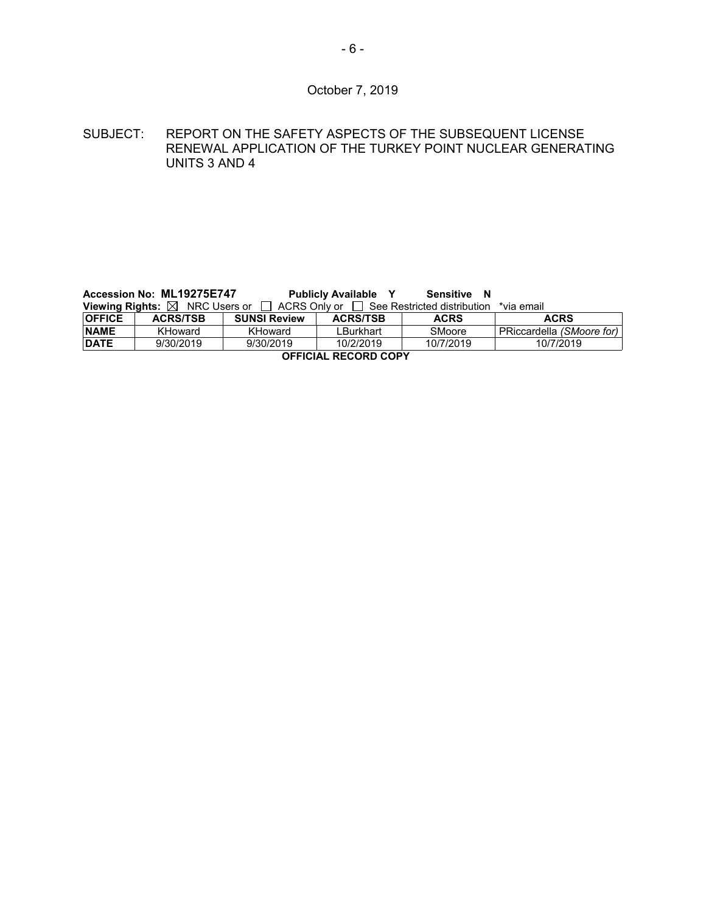October 7, 2019

SUBJECT: REPORT ON THE SAFETY ASPECTS OF THE SUBSEQUENT LICENSE RENEWAL APPLICATION OF THE TURKEY POINT NUCLEAR GENERATING UNITS 3 AND 4

**Accession No: ML19275E747** **Publicly Available Y** **Sensitive N**

**Viewing Rights:** ☒ NRC Users or ☐ ACRS Only or ☐ See Restricted distribution *via email

| OFFICE | ACRS/TSB | SUNSI Review | ACRS/TSB | ACRS | ACRS |
|---|---|---|---|---|---|
| NAME | KHoward | KHoward | LBurkhart | SMoore | PRiccardella *(SMoore for)* |
| DATE | 9/30/2019 | 9/30/2019 | 10/2/2019 | 10/7/2019 | 10/7/2019 |

**OFFICIAL RECORD COPY**